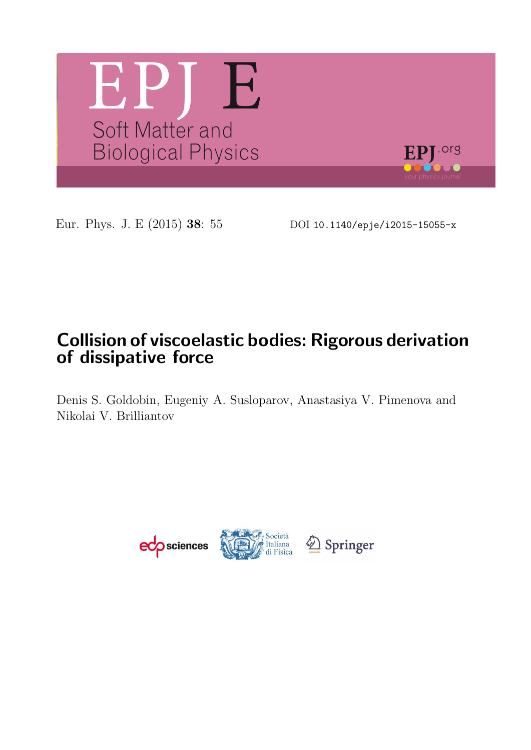# EPJ E

Soft Matter and Biological Physics

Eur. Phys. J. E (2015) **38**: 55

DOI 10.1140/epje/i2015-15055-x

## Collision of viscoelastic bodies: Rigorous derivation of dissipative force

Denis S. Goldobin, Eugeniy A. Susloparov, Anastasiya V. Pimenova and Nikolai V. Brilliantov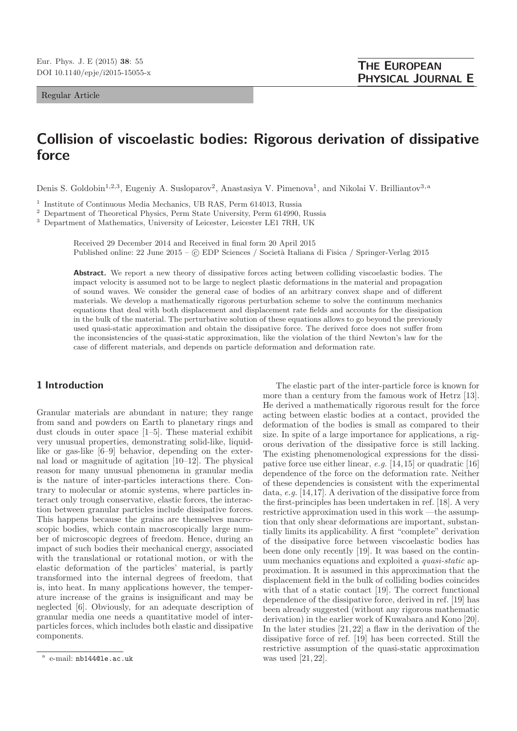# Collision of viscoelastic bodies: Rigorous derivation of dissipative force

Denis S. Goldobin[1,2,3], Eugeniy A. Susloparov[2], Anastasiya V. Pimenova[1], and Nikolai V. Brilliantov[3,a]

[1] Institute of Continuous Media Mechanics, UB RAS, Perm 614013, Russia
[2] Department of Theoretical Physics, Perm State University, Perm 614990, Russia
[3] Department of Mathematics, University of Leicester, Leicester LE1 7RH, UK

Received 29 December 2014 and Received in final form 20 April 2015
Published online: 22 June 2015 – © EDP Sciences / Società Italiana di Fisica / Springer-Verlag 2015

**Abstract.** We report a new theory of dissipative forces acting between colliding viscoelastic bodies. The impact velocity is assumed not to be large to neglect plastic deformations in the material and propagation of sound waves. We consider the general case of bodies of an arbitrary convex shape and of different materials. We develop a mathematically rigorous perturbation scheme to solve the continuum mechanics equations that deal with both displacement and displacement rate fields and accounts for the dissipation in the bulk of the material. The perturbative solution of these equations allows to go beyond the previously used quasi-static approximation and obtain the dissipative force. The derived force does not suffer from the inconsistencies of the quasi-static approximation, like the violation of the third Newton's law for the case of different materials, and depends on particle deformation and deformation rate.

## 1 Introduction

Granular materials are abundant in nature; they range from sand and powders on Earth to planetary rings and dust clouds in outer space [1–5]. These material exhibit very unusual properties, demonstrating solid-like, liquid-like or gas-like [6–9] behavior, depending on the external load or magnitude of agitation [10–12]. The physical reason for many unusual phenomena in granular media is the nature of inter-particles interactions there. Contrary to molecular or atomic systems, where particles interact only trough conservative, elastic forces, the interaction between granular particles include dissipative forces. This happens because the grains are themselves macroscopic bodies, which contain macroscopically large number of microscopic degrees of freedom. Hence, during an impact of such bodies their mechanical energy, associated with the translational or rotational motion, or with the elastic deformation of the particles' material, is partly transformed into the internal degrees of freedom, that is, into heat. In many applications however, the temperature increase of the grains is insignificant and may be neglected [6]. Obviously, for an adequate description of granular media one needs a quantitative model of inter-particles forces, which includes both elastic and dissipative components.

The elastic part of the inter-particle force is known for more than a century from the famous work of Hetrz [13]. He derived a mathematically rigorous result for the force acting between elastic bodies at a contact, provided the deformation of the bodies is small as compared to their size. In spite of a large importance for applications, a rigorous derivation of the dissipative force is still lacking. The existing phenomenological expressions for the dissipative force use either linear, *e.g.* [14,15] or quadratic [16] dependence of the force on the deformation rate. Neither of these dependencies is consistent with the experimental data, *e.g.* [14,17]. A derivation of the dissipative force from the first-principles has been undertaken in ref. [18]. A very restrictive approximation used in this work —the assumption that only shear deformations are important, substantially limits its applicability. A first "complete" derivation of the dissipative force between viscoelastic bodies has been done only recently [19]. It was based on the continuum mechanics equations and exploited a *quasi-static* approximation. It is assumed in this approximation that the displacement field in the bulk of colliding bodies coincides with that of a static contact [19]. The correct functional dependence of the dissipative force, derived in ref. [19] has been already suggested (without any rigorous mathematic derivation) in the earlier work of Kuwabara and Kono [20]. In the later studies [21,22] a flaw in the derivation of the dissipative force of ref. [19] has been corrected. Still the restrictive assumption of the quasi-static approximation was used [21,22].

[a] e-mail: nb144@le.ac.uk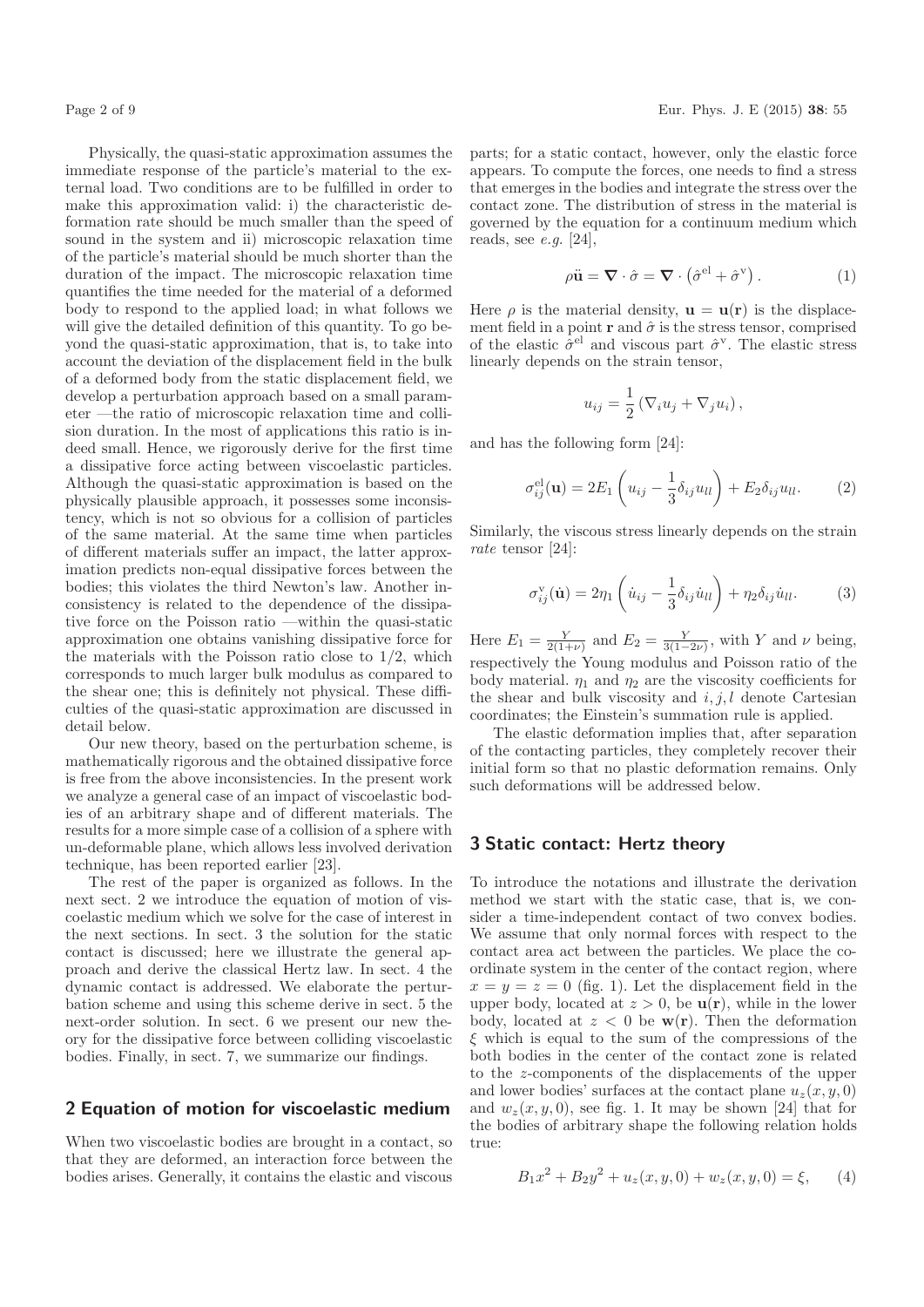Physically, the quasi-static approximation assumes the immediate response of the particle's material to the external load. Two conditions are to be fulfilled in order to make this approximation valid: i) the characteristic deformation rate should be much smaller than the speed of sound in the system and ii) microscopic relaxation time of the particle's material should be much shorter than the duration of the impact. The microscopic relaxation time quantifies the time needed for the material of a deformed body to respond to the applied load; in what follows we will give the detailed definition of this quantity. To go beyond the quasi-static approximation, that is, to take into account the deviation of the displacement field in the bulk of a deformed body from the static displacement field, we develop a perturbation approach based on a small parameter —the ratio of microscopic relaxation time and collision duration. In the most of applications this ratio is indeed small. Hence, we rigorously derive for the first time a dissipative force acting between viscoelastic particles. Although the quasi-static approximation is based on the physically plausible approach, it possesses some inconsistency, which is not so obvious for a collision of particles of the same material. At the same time when particles of different materials suffer an impact, the latter approximation predicts non-equal dissipative forces between the bodies; this violates the third Newton's law. Another inconsistency is related to the dependence of the dissipative force on the Poisson ratio —within the quasi-static approximation one obtains vanishing dissipative force for the materials with the Poisson ratio close to 1/2, which corresponds to much larger bulk modulus as compared to the shear one; this is definitely not physical. These difficulties of the quasi-static approximation are discussed in detail below.

Our new theory, based on the perturbation scheme, is mathematically rigorous and the obtained dissipative force is free from the above inconsistencies. In the present work we analyze a general case of an impact of viscoelastic bodies of an arbitrary shape and of different materials. The results for a more simple case of a collision of a sphere with un-deformable plane, which allows less involved derivation technique, has been reported earlier [23].

The rest of the paper is organized as follows. In the next sect. 2 we introduce the equation of motion of viscoelastic medium which we solve for the case of interest in the next sections. In sect. 3 the solution for the static contact is discussed; here we illustrate the general approach and derive the classical Hertz law. In sect. 4 the dynamic contact is addressed. We elaborate the perturbation scheme and using this scheme derive in sect. 5 the next-order solution. In sect. 6 we present our new theory for the dissipative force between colliding viscoelastic bodies. Finally, in sect. 7, we summarize our findings.

## 2 Equation of motion for viscoelastic medium

When two viscoelastic bodies are brought in a contact, so that they are deformed, an interaction force between the bodies arises. Generally, it contains the elastic and viscous parts; for a static contact, however, only the elastic force appears. To compute the forces, one needs to find a stress that emerges in the bodies and integrate the stress over the contact zone. The distribution of stress in the material is governed by the equation for a continuum medium which reads, see *e.g.* [24],

$$\rho \ddot{\mathbf{u}} = \boldsymbol{\nabla} \cdot \hat{\sigma} = \boldsymbol{\nabla} \cdot \left( \hat{\sigma}^{\mathrm{el}} + \hat{\sigma}^{\mathrm{v}} \right). \tag{1}$$

Here $\rho$ is the material density, $\mathbf{u} = \mathbf{u}(\mathbf{r})$ is the displacement field in a point $\mathbf{r}$ and $\hat{\sigma}$ is the stress tensor, comprised of the elastic $\hat{\sigma}^{\mathrm{el}}$ and viscous part $\hat{\sigma}^{\mathrm{v}}$. The elastic stress linearly depends on the strain tensor,

$$u_{ij} = \frac{1}{2} \left( \nabla_i u_j + \nabla_j u_i \right),$$

and has the following form [24]:

$$\sigma_{ij}^{\mathrm{el}}(\mathbf{u}) = 2E_1 \left( u_{ij} - \frac{1}{3} \delta_{ij} u_{ll} \right) + E_2 \delta_{ij} u_{ll}. \tag{2}$$

Similarly, the viscous stress linearly depends on the strain *rate* tensor [24]:

$$\sigma_{ij}^{\mathrm{v}}(\dot{\mathbf{u}}) = 2\eta_1 \left( \dot{u}_{ij} - \frac{1}{3} \delta_{ij} \dot{u}_{ll} \right) + \eta_2 \delta_{ij} \dot{u}_{ll}. \tag{3}$$

Here $E_1 = \frac{Y}{2(1+\nu)}$ and $E_2 = \frac{Y}{3(1-2\nu)}$, with $Y$ and $\nu$ being, respectively the Young modulus and Poisson ratio of the body material. $\eta_1$ and $\eta_2$ are the viscosity coefficients for the shear and bulk viscosity and $i, j, l$ denote Cartesian coordinates; the Einstein's summation rule is applied.

The elastic deformation implies that, after separation of the contacting particles, they completely recover their initial form so that no plastic deformation remains. Only such deformations will be addressed below.

## 3 Static contact: Hertz theory

To introduce the notations and illustrate the derivation method we start with the static case, that is, we consider a time-independent contact of two convex bodies. We assume that only normal forces with respect to the contact area act between the particles. We place the coordinate system in the center of the contact region, where $x = y = z = 0$ (fig. 1). Let the displacement field in the upper body, located at $z > 0$, be $\mathbf{u}(\mathbf{r})$, while in the lower body, located at $z < 0$ be $\mathbf{w}(\mathbf{r})$. Then the deformation $\xi$ which is equal to the sum of the compressions of the both bodies in the center of the contact zone is related to the $z$-components of the displacements of the upper and lower bodies' surfaces at the contact plane $u_z(x, y, 0)$ and $w_z(x, y, 0)$, see fig. 1. It may be shown [24] that for the bodies of arbitrary shape the following relation holds true:

$$B_1 x^2 + B_2 y^2 + u_z(x, y, 0) + w_z(x, y, 0) = \xi, \tag{4}$$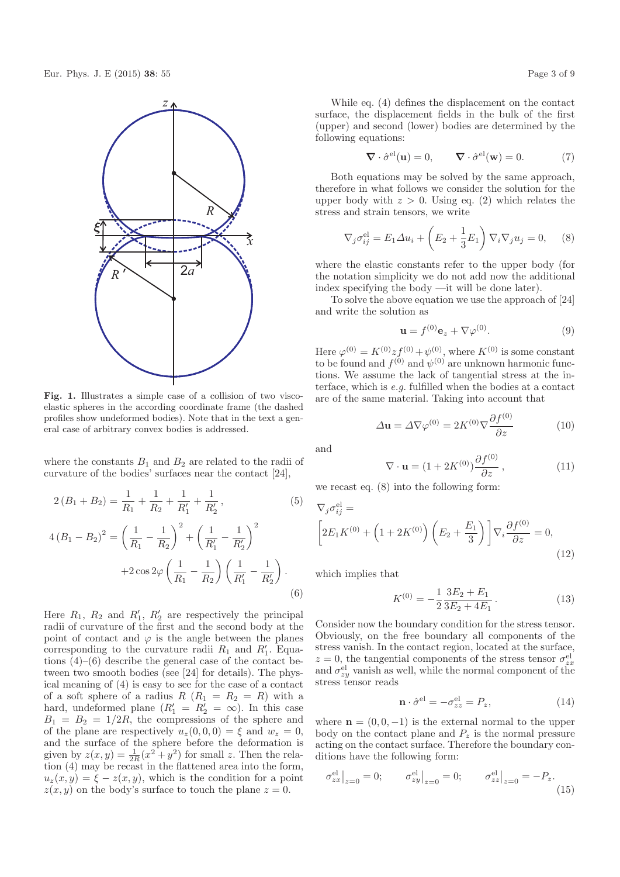**Fig. 1.** Illustrates a simple case of a collision of two visco-elastic spheres in the according coordinate frame (the dashed profiles show undeformed bodies). Note that in the text a general case of arbitrary convex bodies is addressed.

where the constants $B_1$ and $B_2$ are related to the radii of curvature of the bodies' surfaces near the contact [24],

$$2\left(B_1+B_2\right)=\frac{1}{R_1}+\frac{1}{R_2}+\frac{1}{R_1'}+\frac{1}{R_2'}, \tag{5}$$

$$\begin{aligned}4\left(B_1-B_2\right)^2=&\left(\frac{1}{R_1}-\frac{1}{R_2}\right)^2+\left(\frac{1}{R_1'}-\frac{1}{R_2'}\right)^2\\&+2\cos 2\varphi\left(\frac{1}{R_1}-\frac{1}{R_2}\right)\left(\frac{1}{R_1'}-\frac{1}{R_2'}\right).\end{aligned} \tag{6}$$

Here $R_1$, $R_2$ and $R_1'$, $R_2'$ are respectively the principal radii of curvature of the first and the second body at the point of contact and $\varphi$ is the angle between the planes corresponding to the curvature radii $R_1$ and $R_1'$. Equations (4)–(6) describe the general case of the contact between two smooth bodies (see [24] for details). The physical meaning of (4) is easy to see for the case of a contact of a soft sphere of a radius $R$ ($R_1=R_2=R$) with a hard, undeformed plane ($R_1'=R_2'=\infty$). In this case $B_1=B_2=1/2R$, the compressions of the sphere and of the plane are respectively $u_z(0,0,0)=\xi$ and $w_z=0$, and the surface of the sphere before the deformation is given by $z(x,y)=\frac{1}{2R}(x^2+y^2)$ for small $z$. Then the relation (4) may be recast in the flattened area into the form, $u_z(x,y)=\xi-z(x,y)$, which is the condition for a point $z(x,y)$ on the body's surface to touch the plane $z=0$.

While eq. (4) defines the displacement on the contact surface, the displacement fields in the bulk of the first (upper) and second (lower) bodies are determined by the following equations:

$$\boldsymbol{\nabla}\cdot\hat{\sigma}^{\rm el}(\mathbf{u})=0, \qquad \boldsymbol{\nabla}\cdot\hat{\sigma}^{\rm el}(\mathbf{w})=0. \tag{7}$$

Both equations may be solved by the same approach, therefore in what follows we consider the solution for the upper body with $z>0$. Using eq. (2) which relates the stress and strain tensors, we write

$$\nabla_j\sigma_{ij}^{\rm el}=E_1\Delta u_i+\left(E_2+\frac{1}{3}E_1\right)\nabla_i\nabla_j u_j=0, \tag{8}$$

where the elastic constants refer to the upper body (for the notation simplicity we do not add now the additional index specifying the body —it will be done later).

To solve the above equation we use the approach of [24] and write the solution as

$$\mathbf{u}=f^{(0)}\mathbf{e}_z+\nabla\varphi^{(0)}. \tag{9}$$

Here $\varphi^{(0)}=K^{(0)}zf^{(0)}+\psi^{(0)}$, where $K^{(0)}$ is some constant to be found and $f^{(0)}$ and $\psi^{(0)}$ are unknown harmonic functions. We assume the lack of tangential stress at the interface, which is *e.g.* fulfilled when the bodies at a contact are of the same material. Taking into account that

$$\Delta\mathbf{u}=\Delta\nabla\varphi^{(0)}=2K^{(0)}\nabla\frac{\partial f^{(0)}}{\partial z} \tag{10}$$

and

$$\nabla\cdot\mathbf{u}=(1+2K^{(0)})\frac{\partial f^{(0)}}{\partial z}, \tag{11}$$

we recast eq. (8) into the following form:

$$\nabla_j\sigma_{ij}^{\rm el}=\left[2E_1K^{(0)}+\left(1+2K^{(0)}\right)\left(E_2+\frac{E_1}{3}\right)\right]\nabla_i\frac{\partial f^{(0)}}{\partial z}=0, \tag{12}$$

which implies that

$$K^{(0)}=-\frac{1}{2}\frac{3E_2+E_1}{3E_2+4E_1}. \tag{13}$$

Consider now the boundary condition for the stress tensor. Obviously, on the free boundary all components of the stress vanish. In the contact region, located at the surface, $z=0$, the tangential components of the stress tensor $\sigma_{zx}^{\rm el}$ and $\sigma_{zy}^{\rm el}$ vanish as well, while the normal component of the stress tensor reads

$$\mathbf{n}\cdot\hat{\sigma}^{\rm el}=-\sigma_{zz}^{\rm el}=P_z, \tag{14}$$

where $\mathbf{n}=(0,0,-1)$ is the external normal to the upper body on the contact plane and $P_z$ is the normal pressure acting on the contact surface. Therefore the boundary conditions have the following form:

$$\left.\sigma_{zx}^{\rm el}\right|_{z=0}=0; \qquad \left.\sigma_{zy}^{\rm el}\right|_{z=0}=0; \qquad \left.\sigma_{zz}^{\rm el}\right|_{z=0}=-P_z. \tag{15}$$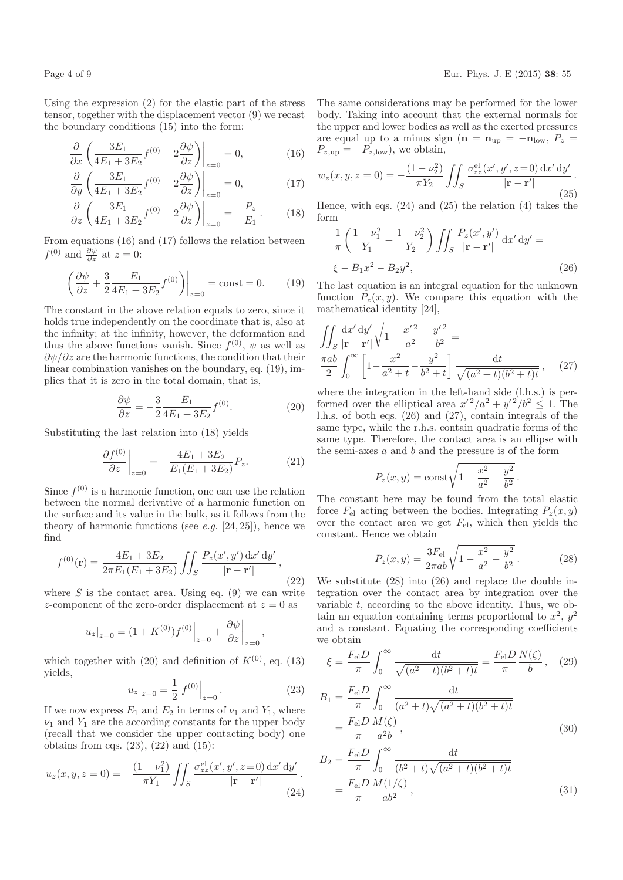Using the expression (2) for the elastic part of the stress tensor, together with the displacement vector (9) we recast the boundary conditions (15) into the form:

$$\frac{\partial}{\partial x}\left(\frac{3E_1}{4E_1+3E_2}f^{(0)}+2\frac{\partial\psi}{\partial z}\right)\bigg|_{z=0}=0, \tag{16}$$

$$\frac{\partial}{\partial y}\left(\frac{3E_1}{4E_1+3E_2}f^{(0)}+2\frac{\partial\psi}{\partial z}\right)\bigg|_{z=0}=0, \tag{17}$$

$$\frac{\partial}{\partial z}\left(\frac{3E_1}{4E_1+3E_2}f^{(0)}+2\frac{\partial\psi}{\partial z}\right)\bigg|_{z=0}=-\frac{P_z}{E_1}. \tag{18}$$

From equations (16) and (17) follows the relation between $f^{(0)}$ and $\frac{\partial\psi}{\partial z}$ at $z=0$:

$$\left(\frac{\partial\psi}{\partial z}+\frac{3}{2}\frac{E_1}{4E_1+3E_2}f^{(0)}\right)\bigg|_{z=0}=\text{const}=0. \tag{19}$$

The constant in the above relation equals to zero, since it holds true independently on the coordinate that is, also at the infinity; at the infinity, however, the deformation and thus the above functions vanish. Since $f^{(0)}$, $\psi$ as well as $\partial\psi/\partial z$ are the harmonic functions, the condition that their linear combination vanishes on the boundary, eq. (19), implies that it is zero in the total domain, that is,

$$\frac{\partial\psi}{\partial z}=-\frac{3}{2}\frac{E_1}{4E_1+3E_2}f^{(0)}. \tag{20}$$

Substituting the last relation into (18) yields

$$\frac{\partial f^{(0)}}{\partial z}\bigg|_{z=0}=-\frac{4E_1+3E_2}{E_1(E_1+3E_2)}P_z. \tag{21}$$

Since $f^{(0)}$ is a harmonic function, one can use the relation between the normal derivative of a harmonic function on the surface and its value in the bulk, as it follows from the theory of harmonic functions (see *e.g.* [24,25]), hence we find

$$f^{(0)}(\mathbf{r})=\frac{4E_1+3E_2}{2\pi E_1(E_1+3E_2)}\iint_S\frac{P_z(x',y')\,\mathrm{d}x'\,\mathrm{d}y'}{|\mathbf{r}-\mathbf{r}'|}, \tag{22}$$

where $S$ is the contact area. Using eq. (9) we can write $z$-component of the zero-order displacement at $z=0$ as

$$u_z\big|_{z=0}=(1+K^{(0)})f^{(0)}\Big|_{z=0}+\frac{\partial\psi}{\partial z}\bigg|_{z=0},$$

which together with (20) and definition of $K^{(0)}$, eq. (13) yields,

$$u_z\big|_{z=0}=\frac{1}{2}\,f^{(0)}\Big|_{z=0}. \tag{23}$$

If we now express $E_1$ and $E_2$ in terms of $\nu_1$ and $Y_1$, where $\nu_1$ and $Y_1$ are the according constants for the upper body (recall that we consider the upper contacting body) one obtains from eqs. (23), (22) and (15):

$$u_z(x,y,z=0)=-\frac{(1-\nu_1^2)}{\pi Y_1}\iint_S\frac{\sigma_{zz}^{\rm el}(x',y',z=0)\,\mathrm{d}x'\,\mathrm{d}y'}{|\mathbf{r}-\mathbf{r}'|}. \tag{24}$$

The same considerations may be performed for the lower body. Taking into account that the external normals for the upper and lower bodies as well as the exerted pressures are equal up to a minus sign ($\mathbf{n}=\mathbf{n}_{\rm up}=-\mathbf{n}_{\rm low}$, $P_z=P_{z,\rm up}=-P_{z,\rm low}$), we obtain,

$$w_z(x,y,z=0)=-\frac{(1-\nu_2^2)}{\pi Y_2}\iint_S\frac{\sigma_{zz}^{\rm el}(x',y',z=0)\,\mathrm{d}x'\,\mathrm{d}y'}{|\mathbf{r}-\mathbf{r}'|}. \tag{25}$$

Hence, with eqs. (24) and (25) the relation (4) takes the form

$$\frac{1}{\pi}\left(\frac{1-\nu_1^2}{Y_1}+\frac{1-\nu_2^2}{Y_2}\right)\iint_S\frac{P_z(x',y')}{|\mathbf{r}-\mathbf{r}'|}\,\mathrm{d}x'\,\mathrm{d}y'=$$
$$\xi-B_1x^2-B_2y^2, \tag{26}$$

The last equation is an integral equation for the unknown function $P_z(x,y)$. We compare this equation with the mathematical identity [24],

$$\iint_S\frac{\mathrm{d}x'\,\mathrm{d}y'}{|\mathbf{r}-\mathbf{r}'|}\sqrt{1-\frac{x'^2}{a^2}-\frac{y'^2}{b^2}}=$$
$$\frac{\pi ab}{2}\int_0^\infty\left[1-\frac{x^2}{a^2+t}-\frac{y^2}{b^2+t}\right]\frac{\mathrm{d}t}{\sqrt{(a^2+t)(b^2+t)t}}, \tag{27}$$

where the integration in the left-hand side (l.h.s.) is performed over the elliptical area $x'^2/a^2+y'^2/b^2\le 1$. The l.h.s. of both eqs. (26) and (27), contain integrals of the same type, while the r.h.s. contain quadratic forms of the same type. Therefore, the contact area is an ellipse with the semi-axes $a$ and $b$ and the pressure is of the form

$$P_z(x,y)=\text{const}\sqrt{1-\frac{x^2}{a^2}-\frac{y^2}{b^2}}.$$

The constant here may be found from the total elastic force $F_{\rm el}$ acting between the bodies. Integrating $P_z(x,y)$ over the contact area we get $F_{\rm el}$, which then yields the constant. Hence we obtain

$$P_z(x,y)=\frac{3F_{\rm el}}{2\pi ab}\sqrt{1-\frac{x^2}{a^2}-\frac{y^2}{b^2}}. \tag{28}$$

We substitute (28) into (26) and replace the double integration over the contact area by integration over the variable $t$, according to the above identity. Thus, we obtain an equation containing terms proportional to $x^2$, $y^2$ and a constant. Equating the corresponding coefficients we obtain

$$\xi=\frac{F_{\rm el}D}{\pi}\int_0^\infty\frac{\mathrm{d}t}{\sqrt{(a^2+t)(b^2+t)t}}=\frac{F_{\rm el}D}{\pi}\frac{N(\zeta)}{b}, \tag{29}$$

$$B_1=\frac{F_{\rm el}D}{\pi}\int_0^\infty\frac{\mathrm{d}t}{(a^2+t)\sqrt{(a^2+t)(b^2+t)t}}$$
$$=\frac{F_{\rm el}D}{\pi}\frac{M(\zeta)}{a^2b}, \tag{30}$$

$$B_2=\frac{F_{\rm el}D}{\pi}\int_0^\infty\frac{\mathrm{d}t}{(b^2+t)\sqrt{(a^2+t)(b^2+t)t}}$$
$$=\frac{F_{\rm el}D}{\pi}\frac{M(1/\zeta)}{ab^2}, \tag{31}$$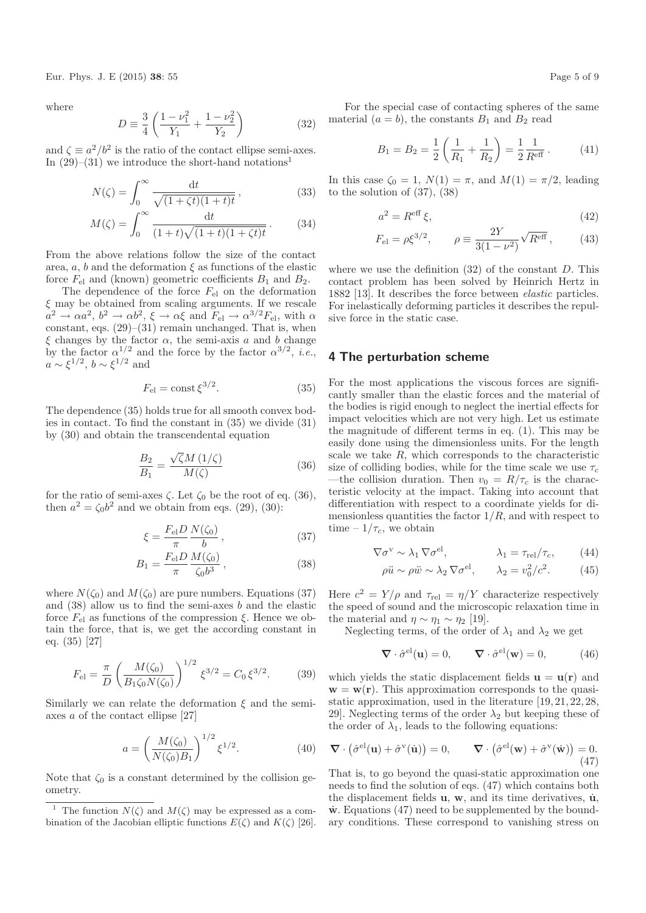where

$$D \equiv \frac{3}{4}\left(\frac{1-\nu_1^2}{Y_1}+\frac{1-\nu_2^2}{Y_2}\right) \tag{32}$$

and $\zeta \equiv a^2/b^2$ is the ratio of the contact ellipse semi-axes. In (29)–(31) we introduce the short-hand notations[1]

$$N(\zeta)=\int_0^\infty \frac{\mathrm{d}t}{\sqrt{(1+\zeta t)(1+t)t}}\,, \tag{33}$$

$$M(\zeta)=\int_0^\infty \frac{\mathrm{d}t}{(1+t)\sqrt{(1+t)(1+\zeta t)t}}\,. \tag{34}$$

From the above relations follow the size of the contact area, $a$, $b$ and the deformation $\xi$ as functions of the elastic force $F_{\rm el}$ and (known) geometric coefficients $B_1$ and $B_2$.

The dependence of the force $F_{\rm el}$ on the deformation $\xi$ may be obtained from scaling arguments. If we rescale $a^2 \to \alpha a^2$, $b^2 \to \alpha b^2$, $\xi \to \alpha\xi$ and $F_{\rm el} \to \alpha^{3/2}F_{\rm el}$, with $\alpha$ constant, eqs. (29)–(31) remain unchanged. That is, when $\xi$ changes by the factor $\alpha$, the semi-axis $a$ and $b$ change by the factor $\alpha^{1/2}$ and the force by the factor $\alpha^{3/2}$, *i.e.*, $a \sim \xi^{1/2}$, $b \sim \xi^{1/2}$ and

$$F_{\rm el} = \mathrm{const}\, \xi^{3/2}. \tag{35}$$

The dependence (35) holds true for all smooth convex bodies in contact. To find the constant in (35) we divide (31) by (30) and obtain the transcendental equation

$$\frac{B_2}{B_1} = \frac{\sqrt{\zeta}M\left(1/\zeta\right)}{M(\zeta)} \tag{36}$$

for the ratio of semi-axes $\zeta$. Let $\zeta_0$ be the root of eq. (36), then $a^2 = \zeta_0 b^2$ and we obtain from eqs. (29), (30):

$$\xi = \frac{F_{\rm el}D}{\pi}\frac{N(\zeta_0)}{b}\,, \tag{37}$$

$$B_1 = \frac{F_{\rm el}D}{\pi}\frac{M(\zeta_0)}{\zeta_0 b^3}\,, \tag{38}$$

where $N(\zeta_0)$ and $M(\zeta_0)$ are pure numbers. Equations (37) and (38) allow us to find the semi-axes $b$ and the elastic force $F_{\rm el}$ as functions of the compression $\xi$. Hence we obtain the force, that is, we get the according constant in eq. (35) [27]

$$F_{\rm el} = \frac{\pi}{D}\left(\frac{M(\zeta_0)}{B_1\zeta_0 N(\zeta_0)}\right)^{1/2}\xi^{3/2} = C_0\,\xi^{3/2}. \tag{39}$$

Similarly we can relate the deformation $\xi$ and the semi-axes $a$ of the contact ellipse [27]

$$a = \left(\frac{M(\zeta_0)}{N(\zeta_0)B_1}\right)^{1/2}\xi^{1/2}. \tag{40}$$

Note that $\zeta_0$ is a constant determined by the collision geometry.

[1] The function $N(\zeta)$ and $M(\zeta)$ may be expressed as a combination of the Jacobian elliptic functions $E(\zeta)$ and $K(\zeta)$ [26].

For the special case of contacting spheres of the same material ($a=b$), the constants $B_1$ and $B_2$ read

$$B_1 = B_2 = \frac{1}{2}\left(\frac{1}{R_1}+\frac{1}{R_2}\right) = \frac{1}{2}\frac{1}{R^{\rm eff}}\,. \tag{41}$$

In this case $\zeta_0 = 1$, $N(1) = \pi$, and $M(1) = \pi/2$, leading to the solution of (37), (38)

$$a^2 = R^{\rm eff}\,\xi, \tag{42}$$

$$F_{\rm el} = \rho\xi^{3/2}, \qquad \rho \equiv \frac{2Y}{3(1-\nu^2)}\sqrt{R^{\rm eff}}\,, \tag{43}$$

where we use the definition (32) of the constant $D$. This contact problem has been solved by Heinrich Hertz in 1882 [13]. It describes the force between *elastic* particles. For inelastically deforming particles it describes the repulsive force in the static case.

## 4 The perturbation scheme

For the most applications the viscous forces are significantly smaller than the elastic forces and the material of the bodies is rigid enough to neglect the inertial effects for impact velocities which are not very high. Let us estimate the magnitude of different terms in eq. (1). This may be easily done using the dimensionless units. For the length scale we take $R$, which corresponds to the characteristic size of colliding bodies, while for the time scale we use $\tau_c$ —the collision duration. Then $v_0 = R/\tau_c$ is the characteristic velocity at the impact. Taking into account that differentiation with respect to a coordinate yields for dimensionless quantities the factor $1/R$, and with respect to time – $1/\tau_c$, we obtain

$$\nabla\sigma^{\rm v} \sim \lambda_1\,\nabla\sigma^{\rm el}, \qquad \lambda_1 = \tau_{\rm rel}/\tau_c, \tag{44}$$

$$\rho\ddot{u} \sim \rho\ddot{w} \sim \lambda_2\,\nabla\sigma^{\rm el}, \qquad \lambda_2 = v_0^2/c^2. \tag{45}$$

Here $c^2 = Y/\rho$ and $\tau_{\rm rel} = \eta/Y$ characterize respectively the speed of sound and the microscopic relaxation time in the material and $\eta \sim \eta_1 \sim \eta_2$ [19].

Neglecting terms, of the order of $\lambda_1$ and $\lambda_2$ we get

$$\boldsymbol{\nabla}\cdot\hat{\sigma}^{\rm el}(\mathbf{u}) = 0, \qquad \boldsymbol{\nabla}\cdot\hat{\sigma}^{\rm el}(\mathbf{w}) = 0, \tag{46}$$

which yields the static displacement fields $\mathbf{u} = \mathbf{u}(\mathbf{r})$ and $\mathbf{w} = \mathbf{w}(\mathbf{r})$. This approximation corresponds to the quasi-static approximation, used in the literature [19,21,22,28,29]. Neglecting terms of the order $\lambda_2$ but keeping these of the order of $\lambda_1$, leads to the following equations:

$$\boldsymbol{\nabla}\cdot\left(\hat{\sigma}^{\rm el}(\mathbf{u})+\hat{\sigma}^{\rm v}(\dot{\mathbf{u}})\right) = 0, \qquad \boldsymbol{\nabla}\cdot\left(\hat{\sigma}^{\rm el}(\mathbf{w})+\hat{\sigma}^{\rm v}(\dot{\mathbf{w}})\right) = 0. \tag{47}$$

That is, to go beyond the quasi-static approximation one needs to find the solution of eqs. (47) which contains both the displacement fields $\mathbf{u}$, $\mathbf{w}$, and its time derivatives, $\dot{\mathbf{u}}$, $\dot{\mathbf{w}}$. Equations (47) need to be supplemented by the boundary conditions. These correspond to vanishing stress on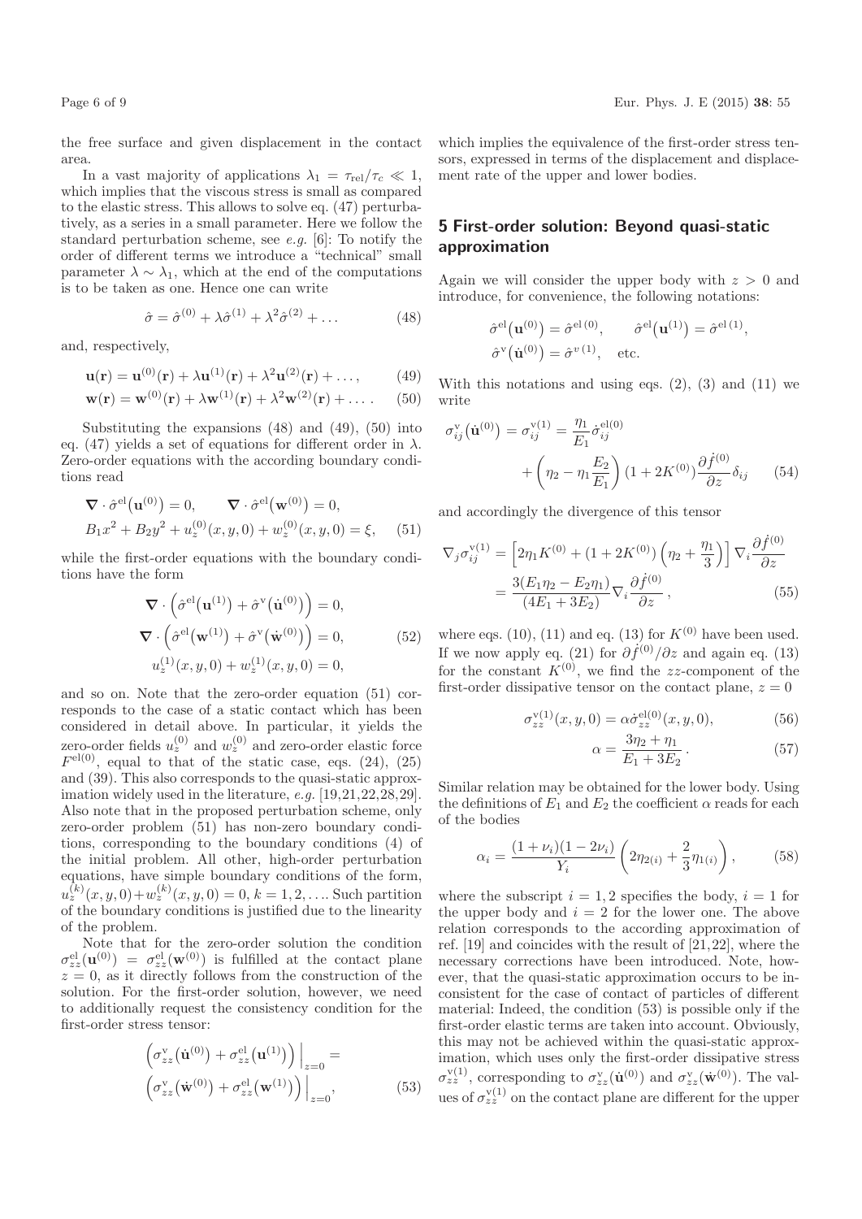the free surface and given displacement in the contact area.

In a vast majority of applications $\lambda_1 = \tau_{\rm rel}/\tau_c \ll 1$, which implies that the viscous stress is small as compared to the elastic stress. This allows to solve eq. (47) perturbatively, as a series in a small parameter. Here we follow the standard perturbation scheme, see *e.g.* [6]: To notify the order of different terms we introduce a "technical" small parameter $\lambda \sim \lambda_1$, which at the end of the computations is to be taken as one. Hence one can write

$$\hat{\sigma} = \hat{\sigma}^{(0)} + \lambda\hat{\sigma}^{(1)} + \lambda^2\hat{\sigma}^{(2)} + \dots \tag{48}$$

and, respectively,

$$\mathbf{u}(\mathbf{r}) = \mathbf{u}^{(0)}(\mathbf{r}) + \lambda\mathbf{u}^{(1)}(\mathbf{r}) + \lambda^2\mathbf{u}^{(2)}(\mathbf{r}) + \dots, \tag{49}$$

$$\mathbf{w}(\mathbf{r}) = \mathbf{w}^{(0)}(\mathbf{r}) + \lambda\mathbf{w}^{(1)}(\mathbf{r}) + \lambda^2\mathbf{w}^{(2)}(\mathbf{r}) + \dots. \tag{50}$$

Substituting the expansions (48) and (49), (50) into eq. (47) yields a set of equations for different order in $\lambda$. Zero-order equations with the according boundary conditions read

$$\begin{aligned}
&\boldsymbol{\nabla}\cdot\hat{\sigma}^{\rm el}\big(\mathbf{u}^{(0)}\big) = 0, \qquad \boldsymbol{\nabla}\cdot\hat{\sigma}^{\rm el}\big(\mathbf{w}^{(0)}\big) = 0,\\
&B_1x^2 + B_2y^2 + u_z^{(0)}(x,y,0) + w_z^{(0)}(x,y,0) = \xi,
\end{aligned} \tag{51}$$

while the first-order equations with the boundary conditions have the form

$$\begin{aligned}
&\boldsymbol{\nabla}\cdot\Big(\hat{\sigma}^{\rm el}\big(\mathbf{u}^{(1)}\big) + \hat{\sigma}^{\rm v}\big(\dot{\mathbf{u}}^{(0)}\big)\Big) = 0,\\
&\boldsymbol{\nabla}\cdot\Big(\hat{\sigma}^{\rm el}\big(\mathbf{w}^{(1)}\big) + \hat{\sigma}^{\rm v}\big(\dot{\mathbf{w}}^{(0)}\big)\Big) = 0,\\
&u_z^{(1)}(x,y,0) + w_z^{(1)}(x,y,0) = 0,
\end{aligned} \tag{52}$$

and so on. Note that the zero-order equation (51) corresponds to the case of a static contact which has been considered in detail above. In particular, it yields the zero-order fields $u_z^{(0)}$ and $w_z^{(0)}$ and zero-order elastic force $F^{\rm el(0)}$, equal to that of the static case, eqs. (24), (25) and (39). This also corresponds to the quasi-static approximation widely used in the literature, *e.g.* [19,21,22,28,29]. Also note that in the proposed perturbation scheme, only zero-order problem (51) has non-zero boundary conditions, corresponding to the boundary conditions (4) of the initial problem. All other, high-order perturbation equations, have simple boundary conditions of the form, $u_z^{(k)}(x,y,0)+w_z^{(k)}(x,y,0) = 0$, $k = 1,2,\dots$. Such partition of the boundary conditions is justified due to the linearity of the problem.

Note that for the zero-order solution the condition $\sigma_{zz}^{\rm el}(\mathbf{u}^{(0)}) = \sigma_{zz}^{\rm el}(\mathbf{w}^{(0)})$ is fulfilled at the contact plane $z = 0$, as it directly follows from the construction of the solution. For the first-order solution, however, we need to additionally request the consistency condition for the first-order stress tensor:

$$\Big(\sigma_{zz}^{\rm v}\big(\dot{\mathbf{u}}^{(0)}\big) + \sigma_{zz}^{\rm el}\big(\mathbf{u}^{(1)}\big)\Big)\Big|_{z=0} = \Big(\sigma_{zz}^{\rm v}\big(\dot{\mathbf{w}}^{(0)}\big) + \sigma_{zz}^{\rm el}\big(\mathbf{w}^{(1)}\big)\Big)\Big|_{z=0}, \tag{53}$$

which implies the equivalence of the first-order stress tensors, expressed in terms of the displacement and displacement rate of the upper and lower bodies.

## 5 First-order solution: Beyond quasi-static approximation

Again we will consider the upper body with $z > 0$ and introduce, for convenience, the following notations:

$$\hat{\sigma}^{\rm el}\big(\mathbf{u}^{(0)}\big) = \hat{\sigma}^{\rm el\,(0)}, \qquad \hat{\sigma}^{\rm el}\big(\mathbf{u}^{(1)}\big) = \hat{\sigma}^{\rm el\,(1)},$$
$$\hat{\sigma}^{\rm v}\big(\dot{\mathbf{u}}^{(0)}\big) = \hat{\sigma}^{v\,(1)}, \quad \text{etc.}$$

With this notations and using eqs. (2), (3) and (11) we write

$$\sigma_{ij}^{\rm v}\big(\dot{\mathbf{u}}^{(0)}\big) = \sigma_{ij}^{\rm v(1)} = \frac{\eta_1}{E_1}\dot{\sigma}_{ij}^{\rm el(0)} + \left(\eta_2 - \eta_1\frac{E_2}{E_1}\right)(1+2K^{(0)})\frac{\partial \dot{f}^{(0)}}{\partial z}\delta_{ij} \tag{54}$$

and accordingly the divergence of this tensor

$$\begin{aligned}
\nabla_j\sigma_{ij}^{\rm v(1)} &= \left[2\eta_1K^{(0)} + (1+2K^{(0)})\left(\eta_2 + \frac{\eta_1}{3}\right)\right]\nabla_i\frac{\partial \dot{f}^{(0)}}{\partial z}\\
&= \frac{3(E_1\eta_2 - E_2\eta_1)}{(4E_1+3E_2)}\nabla_i\frac{\partial \dot{f}^{(0)}}{\partial z},
\end{aligned} \tag{55}$$

where eqs. (10), (11) and eq. (13) for $K^{(0)}$ have been used. If we now apply eq. (21) for $\partial\dot{f}^{(0)}/\partial z$ and again eq. (13) for the constant $K^{(0)}$, we find the $zz$-component of the first-order dissipative tensor on the contact plane, $z = 0$

$$\sigma_{zz}^{\rm v(1)}(x,y,0) = \alpha\dot{\sigma}_{zz}^{\rm el(0)}(x,y,0), \tag{56}$$

$$\alpha = \frac{3\eta_2 + \eta_1}{E_1 + 3E_2}. \tag{57}$$

Similar relation may be obtained for the lower body. Using the definitions of $E_1$ and $E_2$ the coefficient $\alpha$ reads for each of the bodies

$$\alpha_i = \frac{(1+\nu_i)(1-2\nu_i)}{Y_i}\left(2\eta_{2(i)} + \frac{2}{3}\eta_{1(i)}\right), \tag{58}$$

where the subscript $i = 1, 2$ specifies the body, $i = 1$ for the upper body and $i = 2$ for the lower one. The above relation corresponds to the according approximation of ref. [19] and coincides with the result of [21,22], where the necessary corrections have been introduced. Note, however, that the quasi-static approximation occurs to be inconsistent for the case of contact of particles of different material: Indeed, the condition (53) is possible only if the first-order elastic terms are taken into account. Obviously, this may not be achieved within the quasi-static approximation, which uses only the first-order dissipative stress $\sigma_{zz}^{\rm v(1)}$, corresponding to $\sigma_{zz}^{\rm v}(\dot{\mathbf{u}}^{(0)})$ and $\sigma_{zz}^{\rm v}(\dot{\mathbf{w}}^{(0)})$. The values of $\sigma_{zz}^{\rm v(1)}$ on the contact plane are different for the upper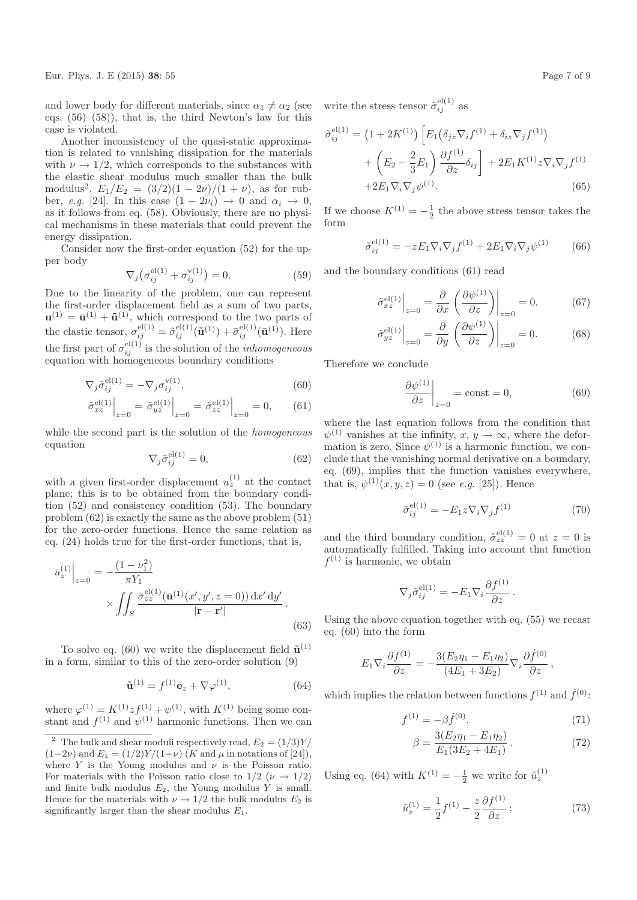and lower body for different materials, since $\alpha_1 \neq \alpha_2$ (see eqs. (56)–(58)), that is, the third Newton's law for this case is violated.

Another inconsistency of the quasi-static approximation is related to vanishing dissipation for the materials with $\nu \to 1/2$, which corresponds to the substances with the elastic shear modulus much smaller than the bulk modulus[2], $E_1/E_2 = (3/2)(1-2\nu)/(1+\nu)$, as for rubber, *e.g.* [24]. In this case $(1-2\nu_i) \to 0$ and $\alpha_i \to 0$, as it follows from eq. (58). Obviously, there are no physical mechanisms in these materials that could prevent the energy dissipation.

Consider now the first-order equation (52) for the upper body

$$\nabla_j\left(\sigma_{ij}^{\mathrm{el}(1)} + \sigma_{ij}^{\mathrm{v}(1)}\right) = 0. \tag{59}$$

Due to the linearity of the problem, one can represent the first-order displacement field as a sum of two parts, $\mathbf{u}^{(1)} = \bar{\mathbf{u}}^{(1)} + \tilde{\mathbf{u}}^{(1)}$, which correspond to the two parts of the elastic tensor, $\sigma_{ij}^{\mathrm{el}(1)} = \tilde{\sigma}_{ij}^{\mathrm{el}(1)}(\tilde{\mathbf{u}}^{(1)}) + \bar{\sigma}_{ij}^{\mathrm{el}(1)}(\bar{\mathbf{u}}^{(1)})$. Here the first part of $\sigma_{ij}^{\mathrm{el}(1)}$ is the solution of the *inhomogeneous* equation with homogeneous boundary conditions

$$\nabla_j \tilde{\sigma}_{ij}^{\mathrm{el}(1)} = -\nabla_j \sigma_{ij}^{\mathrm{v}(1)}, \tag{60}$$

$$\tilde{\sigma}_{xz}^{\mathrm{el}(1)}\Big|_{z=0} = \tilde{\sigma}_{yz}^{\mathrm{el}(1)}\Big|_{z=0} = \tilde{\sigma}_{zz}^{\mathrm{el}(1)}\Big|_{z=0} = 0, \tag{61}$$

while the second part is the solution of the *homogeneous* equation

$$\nabla_j \bar{\sigma}_{ij}^{\mathrm{el}(1)} = 0, \tag{62}$$

with a given first-order displacement $u_z^{(1)}$ at the contact plane; this is to be obtained from the boundary condition (52) and consistency condition (53). The boundary problem (62) is exactly the same as the above problem (51) for the zero-order functions. Hence the same relation as eq. (24) holds true for the first-order functions, that is,

$$\bar{u}_z^{(1)}\Big|_{z=0} = -\frac{(1-\nu_1^2)}{\pi Y_1} \times \iint_S \frac{\bar{\sigma}_{zz}^{\mathrm{el}(1)}(\bar{\mathbf{u}}^{(1)}(x',y',z=0))\,\mathrm{d}x'\,\mathrm{d}y'}{|\mathbf{r}-\mathbf{r}'|}. \tag{63}$$

To solve eq. (60) we write the displacement field $\tilde{\mathbf{u}}^{(1)}$ in a form, similar to this of the zero-order solution (9)

$$\tilde{\mathbf{u}}^{(1)} = f^{(1)}\mathbf{e}_z + \nabla\varphi^{(1)}, \tag{64}$$

where $\varphi^{(1)} = K^{(1)} z f^{(1)} + \psi^{(1)}$, with $K^{(1)}$ being some constant and $f^{(1)}$ and $\psi^{(1)}$ harmonic functions. Then we can write the stress tensor $\tilde{\sigma}_{ij}^{\mathrm{el}(1)}$ as

$$\begin{aligned}\tilde{\sigma}_{ij}^{\mathrm{el}(1)} = \left(1+2K^{(1)}\right)\Big[E_1\left(\delta_{jz}\nabla_i f^{(1)} + \delta_{iz}\nabla_j f^{(1)}\right) \\ + \left(E_2 - \frac{2}{3}E_1\right)\frac{\partial f^{(1)}}{\partial z}\delta_{ij}\Big] + 2E_1 K^{(1)} z \nabla_i\nabla_j f^{(1)} \\ + 2E_1 \nabla_i\nabla_j \psi^{(1)}.\end{aligned} \tag{65}$$

If we choose $K^{(1)} = -\frac{1}{2}$ the above stress tensor takes the form

$$\tilde{\sigma}_{ij}^{\mathrm{el}(1)} = -zE_1\nabla_i\nabla_j f^{(1)} + 2E_1\nabla_i\nabla_j\psi^{(1)} \tag{66}$$

and the boundary conditions (61) read

$$\tilde{\sigma}_{xz}^{\mathrm{el}(1)}\Big|_{z=0} = \frac{\partial}{\partial x}\left(\frac{\partial\psi^{(1)}}{\partial z}\right)\Big|_{z=0} = 0, \tag{67}$$

$$\tilde{\sigma}_{yz}^{\mathrm{el}(1)}\Big|_{z=0} = \frac{\partial}{\partial y}\left(\frac{\partial\psi^{(1)}}{\partial z}\right)\Big|_{z=0} = 0. \tag{68}$$

Therefore we conclude

$$\frac{\partial\psi^{(1)}}{\partial z}\Big|_{z=0} = \mathrm{const} = 0, \tag{69}$$

where the last equation follows from the condition that $\psi^{(1)}$ vanishes at the infinity, $x, y \to \infty$, where the deformation is zero. Since $\psi^{(1)}$ is a harmonic function, we conclude that the vanishing normal derivative on a boundary, eq. (69), implies that the function vanishes everywhere, that is, $\psi^{(1)}(x,y,z) = 0$ (see *e.g.* [25]). Hence

$$\tilde{\sigma}_{ij}^{\mathrm{el}(1)} = -E_1 z\nabla_i\nabla_j f^{(1)} \tag{70}$$

and the third boundary condition, $\tilde{\sigma}_{zz}^{\mathrm{el}(1)} = 0$ at $z = 0$ is automatically fulfilled. Taking into account that function $f^{(1)}$ is harmonic, we obtain

$$\nabla_j\tilde{\sigma}_{ij}^{\mathrm{el}(1)} = -E_1\nabla_i\frac{\partial f^{(1)}}{\partial z}.$$

Using the above equation together with eq. (55) we recast eq. (60) into the form

$$E_1\nabla_i\frac{\partial f^{(1)}}{\partial z} = -\frac{3(E_2\eta_1 - E_1\eta_2)}{(4E_1+3E_2)}\nabla_i\frac{\partial\dot{f}^{(0)}}{\partial z},$$

which implies the relation between functions $f^{(1)}$ and $\dot{f}^{(0)}$:

$$f^{(1)} = -\beta\dot{f}^{(0)}, \tag{71}$$

$$\beta = \frac{3(E_2\eta_1 - E_1\eta_2)}{E_1(3E_2+4E_1)}. \tag{72}$$

Using eq. (64) with $K^{(1)} = -\frac{1}{2}$ we write for $\tilde{u}_z^{(1)}$

$$\tilde{u}_z^{(1)} = \frac{1}{2}f^{(1)} - \frac{z}{2}\frac{\partial f^{(1)}}{\partial z}; \tag{73}$$

---

[2] The bulk and shear moduli respectively read, $E_2 = (1/3)Y/(1-2\nu)$ and $E_1 = (1/2)Y/(1+\nu)$ ($K$ and $\mu$ in notations of [24]), where $Y$ is the Young modulus and $\nu$ is the Poisson ratio. For materials with the Poisson ratio close to $1/2$ ($\nu \to 1/2$) and finite bulk modulus $E_2$, the Young modulus $Y$ is small. Hence for the materials with $\nu \to 1/2$ the bulk modulus $E_2$ is significantly larger than the shear modulus $E_1$.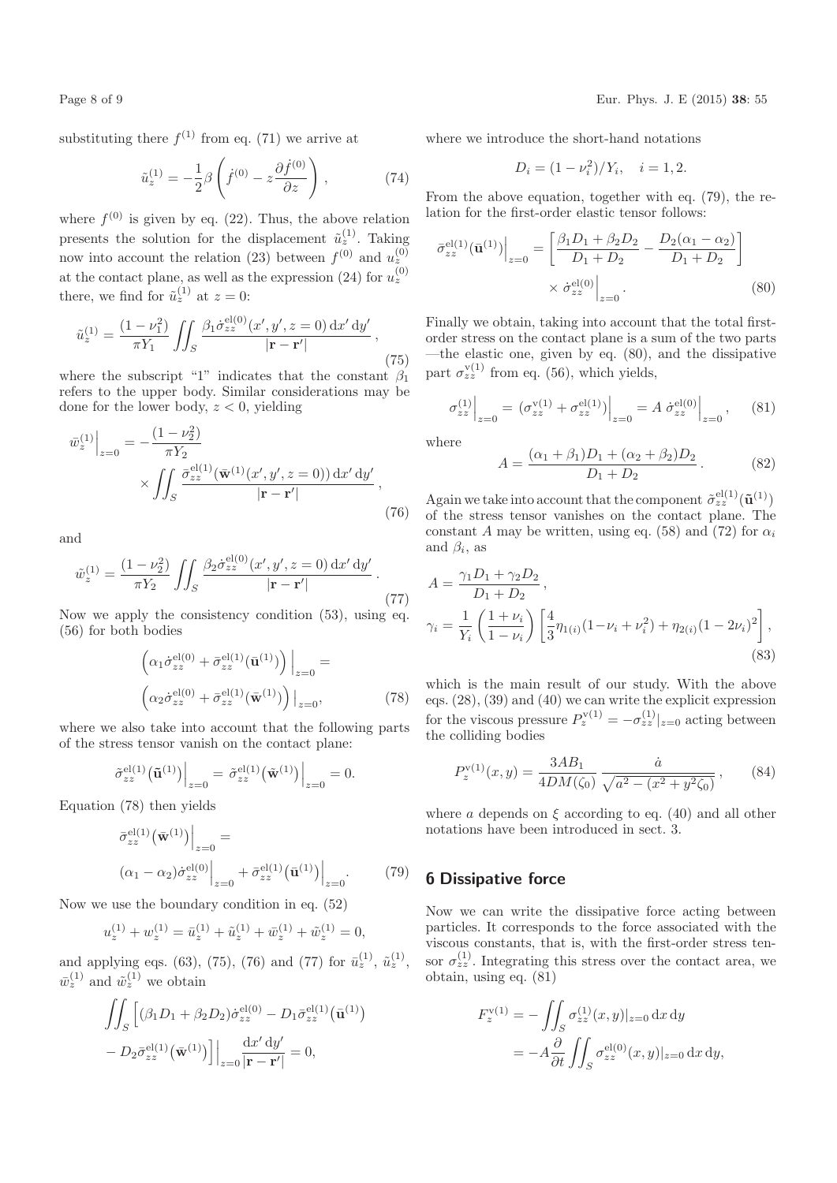substituting there $f^{(1)}$ from eq. (71) we arrive at

$$\tilde{u}_z^{(1)} = -\frac{1}{2}\beta\left(\dot{f}^{(0)} - z\frac{\partial \dot{f}^{(0)}}{\partial z}\right), \tag{74}$$

where $f^{(0)}$ is given by eq. (22). Thus, the above relation presents the solution for the displacement $\tilde{u}_z^{(1)}$. Taking now into account the relation (23) between $f^{(0)}$ and $u_z^{(0)}$ at the contact plane, as well as the expression (24) for $u_z^{(0)}$ there, we find for $\tilde{u}_z^{(1)}$ at $z=0$:

$$\tilde{u}_z^{(1)} = \frac{(1-\nu_1^2)}{\pi Y_1}\iint_S \frac{\beta_1 \dot{\sigma}_{zz}^{\mathrm{el}(0)}(x',y',z=0)\,\mathrm{d}x'\,\mathrm{d}y'}{|\mathbf{r}-\mathbf{r}'|}, \tag{75}$$

where the subscript "1" indicates that the constant $\beta_1$ refers to the upper body. Similar considerations may be done for the lower body, $z<0$, yielding

$$\bar{w}_z^{(1)}\Big|_{z=0} = -\frac{(1-\nu_2^2)}{\pi Y_2} \times \iint_S \frac{\bar{\sigma}_{zz}^{\mathrm{el}(1)}(\bar{\mathbf{w}}^{(1)}(x',y',z=0))\,\mathrm{d}x'\,\mathrm{d}y'}{|\mathbf{r}-\mathbf{r}'|}, \tag{76}$$

and

$$\tilde{w}_z^{(1)} = \frac{(1-\nu_2^2)}{\pi Y_2}\iint_S \frac{\beta_2 \dot{\sigma}_{zz}^{\mathrm{el}(0)}(x',y',z=0)\,\mathrm{d}x'\,\mathrm{d}y'}{|\mathbf{r}-\mathbf{r}'|}. \tag{77}$$

Now we apply the consistency condition (53), using eq. (56) for both bodies

$$\left(\alpha_1\dot{\sigma}_{zz}^{\mathrm{el}(0)} + \bar{\sigma}_{zz}^{\mathrm{el}(1)}(\bar{\mathbf{u}}^{(1)})\right)\Big|_{z=0} = \left(\alpha_2\dot{\sigma}_{zz}^{\mathrm{el}(0)} + \bar{\sigma}_{zz}^{\mathrm{el}(1)}(\bar{\mathbf{w}}^{(1)})\right)\Big|_{z=0}, \tag{78}$$

where we also take into account that the following parts of the stress tensor vanish on the contact plane:

$$\tilde{\sigma}_{zz}^{\mathrm{el}(1)}(\tilde{\mathbf{u}}^{(1)})\Big|_{z=0} = \tilde{\sigma}_{zz}^{\mathrm{el}(1)}(\tilde{\mathbf{w}}^{(1)})\Big|_{z=0} = 0.$$

Equation (78) then yields

$$\bar{\sigma}_{zz}^{\mathrm{el}(1)}(\bar{\mathbf{w}}^{(1)})\Big|_{z=0} = (\alpha_1-\alpha_2)\dot{\sigma}_{zz}^{\mathrm{el}(0)}\Big|_{z=0} + \bar{\sigma}_{zz}^{\mathrm{el}(1)}(\bar{\mathbf{u}}^{(1)})\Big|_{z=0}. \tag{79}$$

Now we use the boundary condition in eq. (52)

$$u_z^{(1)} + w_z^{(1)} = \bar{u}_z^{(1)} + \tilde{u}_z^{(1)} + \bar{w}_z^{(1)} + \tilde{w}_z^{(1)} = 0,$$

and applying eqs. (63), (75), (76) and (77) for $\bar{u}_z^{(1)}$, $\tilde{u}_z^{(1)}$, $\bar{w}_z^{(1)}$ and $\tilde{w}_z^{(1)}$ we obtain

$$\iint_S \Big[(\beta_1 D_1 + \beta_2 D_2)\dot{\sigma}_{zz}^{\mathrm{el}(0)} - D_1\bar{\sigma}_{zz}^{\mathrm{el}(1)}(\bar{\mathbf{u}}^{(1)}) - D_2\bar{\sigma}_{zz}^{\mathrm{el}(1)}(\bar{\mathbf{w}}^{(1)})\Big]\Big|_{z=0}\frac{\mathrm{d}x'\,\mathrm{d}y'}{|\mathbf{r}-\mathbf{r}'|} = 0,$$

where we introduce the short-hand notations

$$D_i = (1-\nu_i^2)/Y_i, \quad i=1,2.$$

From the above equation, together with eq. (79), the relation for the first-order elastic tensor follows:

$$\bar{\sigma}_{zz}^{\mathrm{el}(1)}(\bar{\mathbf{u}}^{(1)})\Big|_{z=0} = \left[\frac{\beta_1 D_1 + \beta_2 D_2}{D_1+D_2} - \frac{D_2(\alpha_1-\alpha_2)}{D_1+D_2}\right] \times \dot{\sigma}_{zz}^{\mathrm{el}(0)}\Big|_{z=0}. \tag{80}$$

Finally we obtain, taking into account that the total first-order stress on the contact plane is a sum of the two parts —the elastic one, given by eq. (80), and the dissipative part $\sigma_{zz}^{\mathrm{v}(1)}$ from eq. (56), which yields,

$$\sigma_{zz}^{(1)}\Big|_{z=0} = (\sigma_{zz}^{\mathrm{v}(1)} + \sigma_{zz}^{\mathrm{el}(1)})\Big|_{z=0} = A\,\dot{\sigma}_{zz}^{\mathrm{el}(0)}\Big|_{z=0}, \tag{81}$$

where

$$A = \frac{(\alpha_1+\beta_1)D_1 + (\alpha_2+\beta_2)D_2}{D_1+D_2}. \tag{82}$$

Again we take into account that the component $\tilde{\sigma}_{zz}^{\mathrm{el}(1)}(\tilde{\mathbf{u}}^{(1)})$ of the stress tensor vanishes on the contact plane. The constant $A$ may be written, using eq. (58) and (72) for $\alpha_i$ and $\beta_i$, as

$$A = \frac{\gamma_1 D_1 + \gamma_2 D_2}{D_1+D_2},$$
$$\gamma_i = \frac{1}{Y_i}\left(\frac{1+\nu_i}{1-\nu_i}\right)\left[\frac{4}{3}\eta_{1(i)}(1-\nu_i+\nu_i^2) + \eta_{2(i)}(1-2\nu_i)^2\right], \tag{83}$$

which is the main result of our study. With the above eqs. (28), (39) and (40) we can write the explicit expression for the viscous pressure $P_z^{\mathrm{v}(1)} = -\sigma_{zz}^{(1)}|_{z=0}$ acting between the colliding bodies

$$P_z^{\mathrm{v}(1)}(x,y) = \frac{3AB_1}{4DM(\zeta_0)}\frac{\dot{a}}{\sqrt{a^2-(x^2+y^2\zeta_0)}}, \tag{84}$$

where $a$ depends on $\xi$ according to eq. (40) and all other notations have been introduced in sect. 3.

## 6 Dissipative force

Now we can write the dissipative force acting between particles. It corresponds to the force associated with the viscous constants, that is, with the first-order stress tensor $\sigma_{zz}^{(1)}$. Integrating this stress over the contact area, we obtain, using eq. (81)

$$F_z^{\mathrm{v}(1)} = -\iint_S \sigma_{zz}^{(1)}(x,y)|_{z=0}\,\mathrm{d}x\,\mathrm{d}y = -A\frac{\partial}{\partial t}\iint_S \sigma_{zz}^{\mathrm{el}(0)}(x,y)|_{z=0}\,\mathrm{d}x\,\mathrm{d}y,$$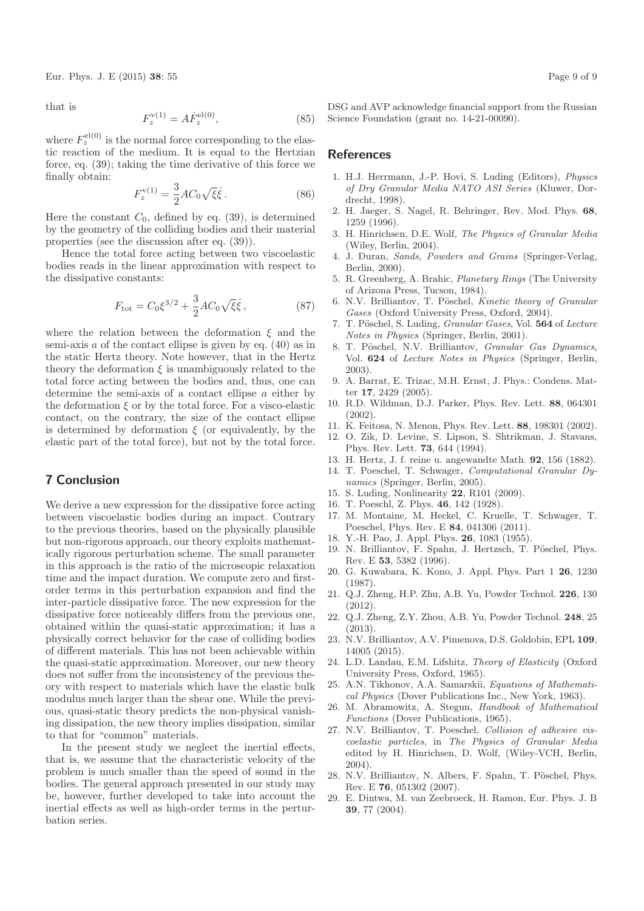that is

$$F_z^{v(1)} = A\dot{F}_z^{el(0)}, \tag{85}$$

where $F_z^{el(0)}$ is the normal force corresponding to the elastic reaction of the medium. It is equal to the Hertzian force, eq. (39); taking the time derivative of this force we finally obtain:

$$F_z^{v(1)} = \frac{3}{2}AC_0\sqrt{\xi}\dot{\xi}\,. \tag{86}$$

Here the constant $C_0$, defined by eq. (39), is determined by the geometry of the colliding bodies and their material properties (see the discussion after eq. (39)).

Hence the total force acting between two viscoelastic bodies reads in the linear approximation with respect to the dissipative constants:

$$F_{\rm tot} = C_0\xi^{3/2} + \frac{3}{2}AC_0\sqrt{\xi}\dot{\xi}\,, \tag{87}$$

where the relation between the deformation $\xi$ and the semi-axis $a$ of the contact ellipse is given by eq. (40) as in the static Hertz theory. Note however, that in the Hertz theory the deformation $\xi$ is unambiguously related to the total force acting between the bodies and, thus, one can determine the semi-axis of a contact ellipse $a$ either by the deformation $\xi$ or by the total force. For a visco-elastic contact, on the contrary, the size of the contact ellipse is determined by deformation $\xi$ (or equivalently, by the elastic part of the total force), but not by the total force.

## 7 Conclusion

We derive a new expression for the dissipative force acting between viscoelastic bodies during an impact. Contrary to the previous theories, based on the physically plausible but non-rigorous approach, our theory exploits mathematically rigorous perturbation scheme. The small parameter in this approach is the ratio of the microscopic relaxation time and the impact duration. We compute zero and first-order terms in this perturbation expansion and find the inter-particle dissipative force. The new expression for the dissipative force noticeably differs from the previous one, obtained within the quasi-static approximation; it has a physically correct behavior for the case of colliding bodies of different materials. This has not been achievable within the quasi-static approximation. Moreover, our new theory does not suffer from the inconsistency of the previous theory with respect to materials which have the elastic bulk modulus much larger than the shear one. While the previous, quasi-static theory predicts the non-physical vanishing dissipation, the new theory implies dissipation, similar to that for "common" materials.

In the present study we neglect the inertial effects, that is, we assume that the characteristic velocity of the problem is much smaller than the speed of sound in the bodies. The general approach presented in our study may be, however, further developed to take into account the inertial effects as well as high-order terms in the perturbation series.

DSG and AVP acknowledge financial support from the Russian Science Foundation (grant no. 14-21-00090).

## References

1. H.J. Herrmann, J.-P. Hovi, S. Luding (Editors), *Physics of Dry Granular Media NATO ASI Series* (Kluwer, Dordrecht, 1998).
2. H. Jaeger, S. Nagel, R. Behringer, Rev. Mod. Phys. **68**, 1259 (1996).
3. H. Hinrichsen, D.E. Wolf, *The Physics of Granular Media* (Wiley, Berlin, 2004).
4. J. Duran, *Sands, Powders and Grains* (Springer-Verlag, Berlin, 2000).
5. R. Greenberg, A. Brahic, *Planetary Rings* (The University of Arizona Press, Tucson, 1984).
6. N.V. Brilliantov, T. Pöschel, *Kinetic theory of Granular Gases* (Oxford University Press, Oxford, 2004).
7. T. Pöschel, S. Luding, *Granular Gases*, Vol. **564** of *Lecture Notes in Physics* (Springer, Berlin, 2001).
8. T. Pöschel, N.V. Brilliantov, *Granular Gas Dynamics*, Vol. **624** of *Lecture Notes in Physics* (Springer, Berlin, 2003).
9. A. Barrat, E. Trizac, M.H. Ernst, J. Phys.: Condens. Matter **17**, 2429 (2005).
10. R.D. Wildman, D.J. Parker, Phys. Rev. Lett. **88**, 064301 (2002).
11. K. Feitosa, N. Menon, Phys. Rev. Lett. **88**, 198301 (2002).
12. O. Zik, D. Levine, S. Lipson, S. Shtrikman, J. Stavans, Phys. Rev. Lett. **73**, 644 (1994).
13. H. Hertz, J. f. reine u. angewandte Math. **92**, 156 (1882).
14. T. Poeschel, T. Schwager, *Computational Granular Dynamics* (Springer, Berlin, 2005).
15. S. Luding, Nonlinearity **22**, R101 (2009).
16. T. Poeschl, Z. Phys. **46**, 142 (1928).
17. M. Montaine, M. Heckel, C. Kruelle, T. Schwager, T. Poeschel, Phys. Rev. E **84**, 041306 (2011).
18. Y.-H. Pao, J. Appl. Phys. **26**, 1083 (1955).
19. N. Brilliantov, F. Spahn, J. Hertzsch, T. Pöschel, Phys. Rev. E **53**, 5382 (1996).
20. G. Kuwabara, K. Kono, J. Appl. Phys. Part 1 **26**, 1230 (1987).
21. Q.J. Zheng, H.P. Zhu, A.B. Yu, Powder Technol. **226**, 130 (2012).
22. Q.J. Zheng, Z.Y. Zhou, A.B. Yu, Powder Technol. **248**, 25 (2013).
23. N.V. Brilliantov, A.V. Pimenova, D.S. Goldobin, EPL **109**, 14005 (2015).
24. L.D. Landau, E.M. Lifshitz, *Theory of Elasticity* (Oxford University Press, Oxford, 1965).
25. A.N. Tikhonov, A.A. Samarskii, *Equations of Mathematical Physics* (Dover Publications Inc., New York, 1963).
26. M. Abramowitz, A. Stegun, *Handbook of Mathematical Functions* (Dover Publications, 1965).
27. N.V. Brilliantov, T. Poeschel, *Collision of adhesive viscoelastic particles*, in *The Physics of Granular Media* edited by H. Hinrichsen, D. Wolf, (Wiley-VCH, Berlin, 2004).
28. N.V. Brilliantov, N. Albers, F. Spahn, T. Pöschel, Phys. Rev. E **76**, 051302 (2007).
29. E. Dintwa, M. van Zeebroeck, H. Ramon, Eur. Phys. J. B **39**, 77 (2004).